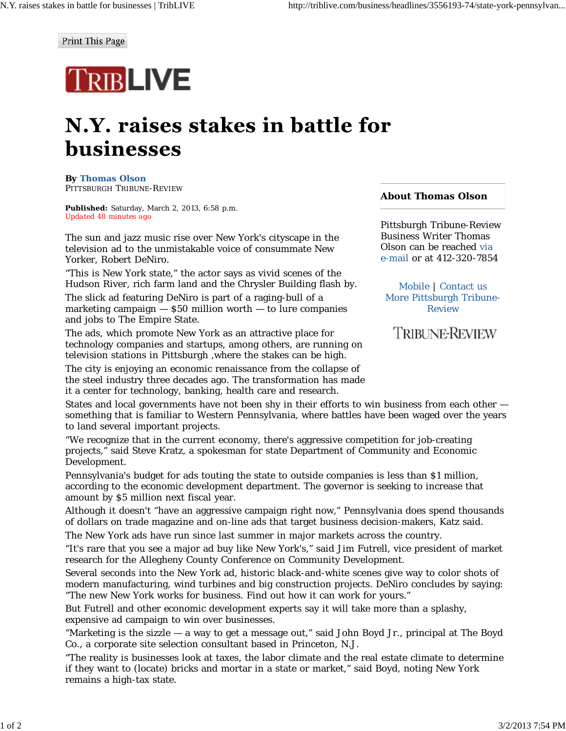Print This Page

TRIBLIVE

# N.Y. raises stakes in battle for businesses

**By Thomas Olson**
PITTSBURGH TRIBUNE-REVIEW

**Published:** Saturday, March 2, 2013, 6:58 p.m.
Updated 48 minutes ago

The sun and jazz music rise over New York's cityscape in the television ad to the unmistakable voice of consummate New Yorker, Robert DeNiro.

“This is New York state,” the actor says as vivid scenes of the Hudson River, rich farm land and the Chrysler Building flash by.

The slick ad featuring DeNiro is part of a raging-bull of a marketing campaign — $50 million worth — to lure companies and jobs to The Empire State.

The ads, which promote New York as an attractive place for technology companies and startups, among others, are running on television stations in Pittsburgh ,where the stakes can be high.

The city is enjoying an economic renaissance from the collapse of the steel industry three decades ago. The transformation has made it a center for technology, banking, health care and research.

States and local governments have not been shy in their efforts to win business from each other — something that is familiar to Western Pennsylvania, where battles have been waged over the years to land several important projects.

“We recognize that in the current economy, there's aggressive competition for job-creating projects,” said Steve Kratz, a spokesman for state Department of Community and Economic Development.

Pennsylvania's budget for ads touting the state to outside companies is less than $1 million, according to the economic development department. The governor is seeking to increase that amount by $5 million next fiscal year.

Although it doesn't “have an aggressive campaign right now,” Pennsylvania does spend thousands of dollars on trade magazine and on-line ads that target business decision-makers, Katz said.

The New York ads have run since last summer in major markets across the country.

“It's rare that you see a major ad buy like New York's,” said Jim Futrell, vice president of market research for the Allegheny County Conference on Community Development.

Several seconds into the New York ad, historic black-and-white scenes give way to color shots of modern manufacturing, wind turbines and big construction projects. DeNiro concludes by saying: “The new New York works for business. Find out how it can work for yours.”

But Futrell and other economic development experts say it will take more than a splashy, expensive ad campaign to win over businesses.

“Marketing is the sizzle — a way to get a message out,” said John Boyd Jr., principal at The Boyd Co., a corporate site selection consultant based in Princeton, N.J.

“The reality is businesses look at taxes, the labor climate and the real estate climate to determine if they want to (locate) bricks and mortar in a state or market,” said Boyd, noting New York remains a high-tax state.

**About Thomas Olson**

Pittsburgh Tribune-Review Business Writer Thomas Olson can be reached via e-mail or at 412-320-7854

Mobile | Contact us
More Pittsburgh Tribune-Review

TRIBUNE-REVIEW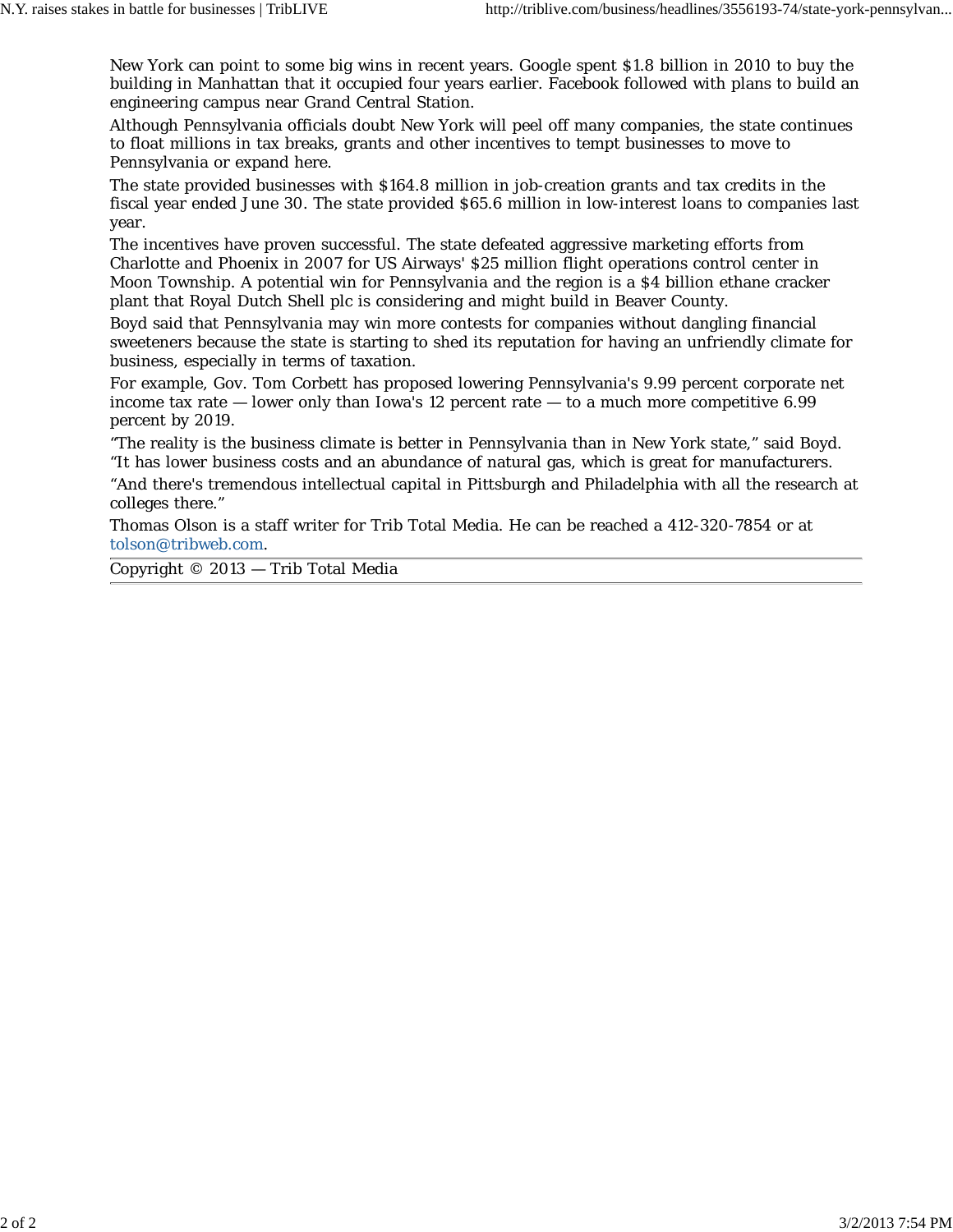New York can point to some big wins in recent years. Google spent $1.8 billion in 2010 to buy the building in Manhattan that it occupied four years earlier. Facebook followed with plans to build an engineering campus near Grand Central Station.

Although Pennsylvania officials doubt New York will peel off many companies, the state continues to float millions in tax breaks, grants and other incentives to tempt businesses to move to Pennsylvania or expand here.

The state provided businesses with $164.8 million in job-creation grants and tax credits in the fiscal year ended June 30. The state provided $65.6 million in low-interest loans to companies last year.

The incentives have proven successful. The state defeated aggressive marketing efforts from Charlotte and Phoenix in 2007 for US Airways' $25 million flight operations control center in Moon Township. A potential win for Pennsylvania and the region is a $4 billion ethane cracker plant that Royal Dutch Shell plc is considering and might build in Beaver County.

Boyd said that Pennsylvania may win more contests for companies without dangling financial sweeteners because the state is starting to shed its reputation for having an unfriendly climate for business, especially in terms of taxation.

For example, Gov. Tom Corbett has proposed lowering Pennsylvania's 9.99 percent corporate net income tax rate — lower only than Iowa's 12 percent rate — to a much more competitive 6.99 percent by 2019.

"The reality is the business climate is better in Pennsylvania than in New York state," said Boyd. "It has lower business costs and an abundance of natural gas, which is great for manufacturers.

"And there's tremendous intellectual capital in Pittsburgh and Philadelphia with all the research at colleges there."

Thomas Olson is a staff writer for Trib Total Media. He can be reached a 412-320-7854 or at tolson@tribweb.com.

Copyright © 2013 — Trib Total Media